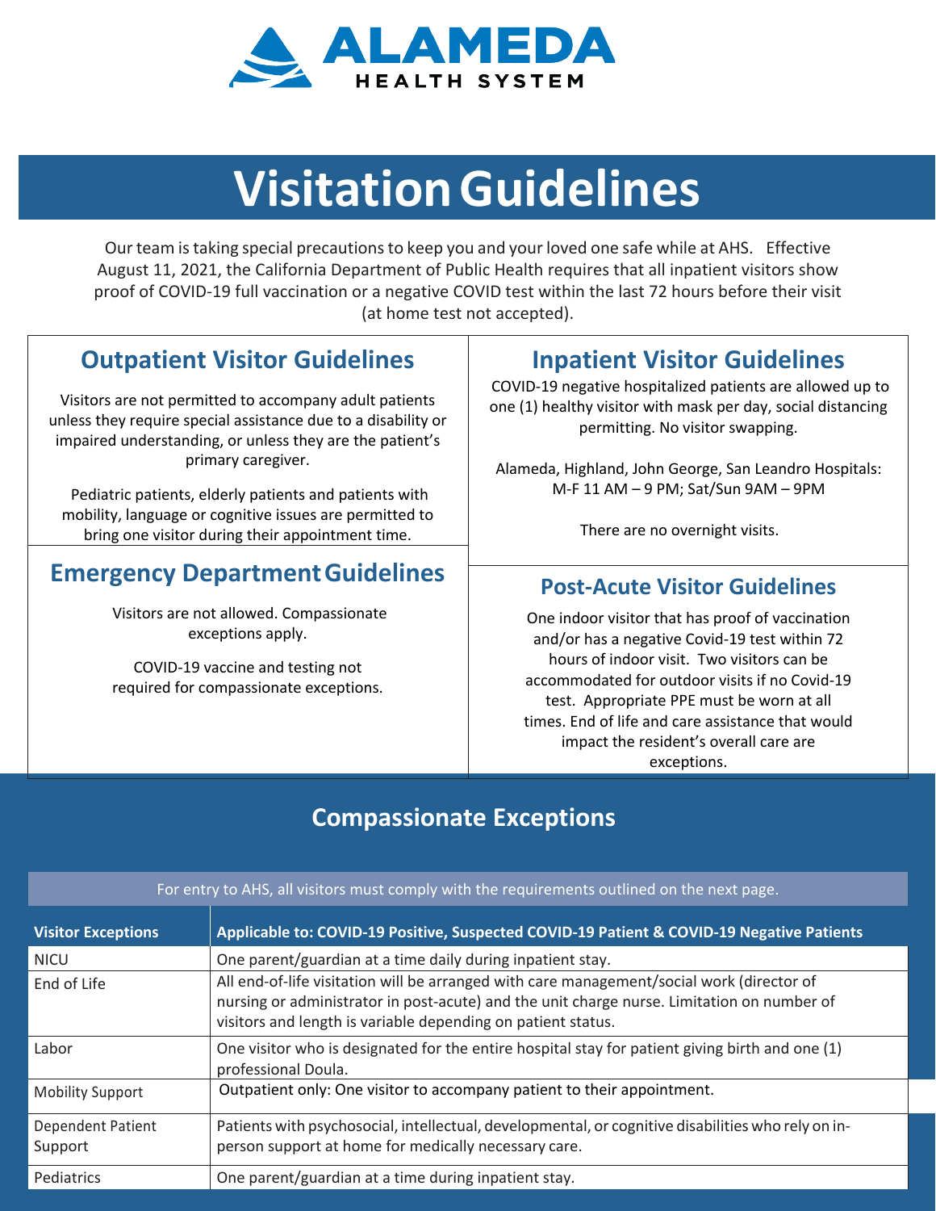ALAMEDA HEALTH SYSTEM

# Visitation Guidelines

Our team is taking special precautions to keep you and your loved one safe while at AHS. Effective August 11, 2021, the California Department of Public Health requires that all inpatient visitors show proof of COVID-19 full vaccination or a negative COVID test within the last 72 hours before their visit (at home test not accepted).

## Outpatient Visitor Guidelines

Visitors are not permitted to accompany adult patients unless they require special assistance due to a disability or impaired understanding, or unless they are the patient's primary caregiver.

Pediatric patients, elderly patients and patients with mobility, language or cognitive issues are permitted to bring one visitor during their appointment time.

## Emergency Department Guidelines

Visitors are not allowed. Compassionate exceptions apply.

COVID-19 vaccine and testing not required for compassionate exceptions.

## Inpatient Visitor Guidelines

COVID-19 negative hospitalized patients are allowed up to one (1) healthy visitor with mask per day, social distancing permitting. No visitor swapping.

Alameda, Highland, John George, San Leandro Hospitals: M-F 11 AM – 9 PM; Sat/Sun 9AM – 9PM

There are no overnight visits.

## Post-Acute Visitor Guidelines

One indoor visitor that has proof of vaccination and/or has a negative Covid-19 test within 72 hours of indoor visit. Two visitors can be accommodated for outdoor visits if no Covid-19 test. Appropriate PPE must be worn at all times. End of life and care assistance that would impact the resident's overall care are exceptions.

## Compassionate Exceptions

For entry to AHS, all visitors must comply with the requirements outlined on the next page.

| Visitor Exceptions | Applicable to: COVID-19 Positive, Suspected COVID-19 Patient & COVID-19 Negative Patients |
|---|---|
| NICU | One parent/guardian at a time daily during inpatient stay. |
| End of Life | All end-of-life visitation will be arranged with care management/social work (director of nursing or administrator in post-acute) and the unit charge nurse. Limitation on number of visitors and length is variable depending on patient status. |
| Labor | One visitor who is designated for the entire hospital stay for patient giving birth and one (1) professional Doula. |
| Mobility Support | Outpatient only: One visitor to accompany patient to their appointment. |
| Dependent Patient Support | Patients with psychosocial, intellectual, developmental, or cognitive disabilities who rely on in-person support at home for medically necessary care. |
| Pediatrics | One parent/guardian at a time during inpatient stay. |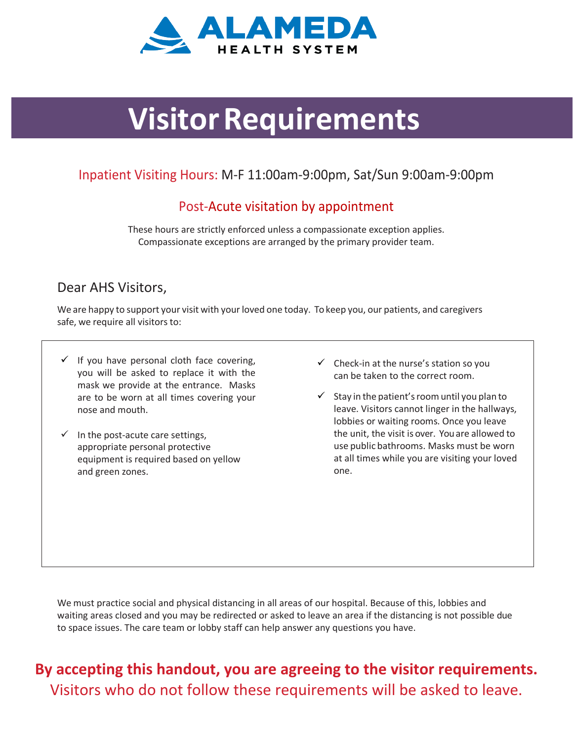**ALAMEDA**
**HEALTH SYSTEM**

# Visitor Requirements

Inpatient Visiting Hours: M-F 11:00am-9:00pm, Sat/Sun 9:00am-9:00pm

Post-Acute visitation by appointment

These hours are strictly enforced unless a compassionate exception applies.
Compassionate exceptions are arranged by the primary provider team.

Dear AHS Visitors,

We are happy to support your visit with your loved one today. To keep you, our patients, and caregivers safe, we require all visitors to:

- ✓ If you have personal cloth face covering, you will be asked to replace it with the mask we provide at the entrance. Masks are to be worn at all times covering your nose and mouth.
- ✓ In the post-acute care settings, appropriate personal protective equipment is required based on yellow and green zones.
- ✓ Check-in at the nurse's station so you can be taken to the correct room.
- ✓ Stay in the patient's room until you plan to leave. Visitors cannot linger in the hallways, lobbies or waiting rooms. Once you leave the unit, the visit is over. You are allowed to use public bathrooms. Masks must be worn at all times while you are visiting your loved one.

We must practice social and physical distancing in all areas of our hospital. Because of this, lobbies and waiting areas closed and you may be redirected or asked to leave an area if the distancing is not possible due to space issues. The care team or lobby staff can help answer any questions you have.

**By accepting this handout, you are agreeing to the visitor requirements.**
Visitors who do not follow these requirements will be asked to leave.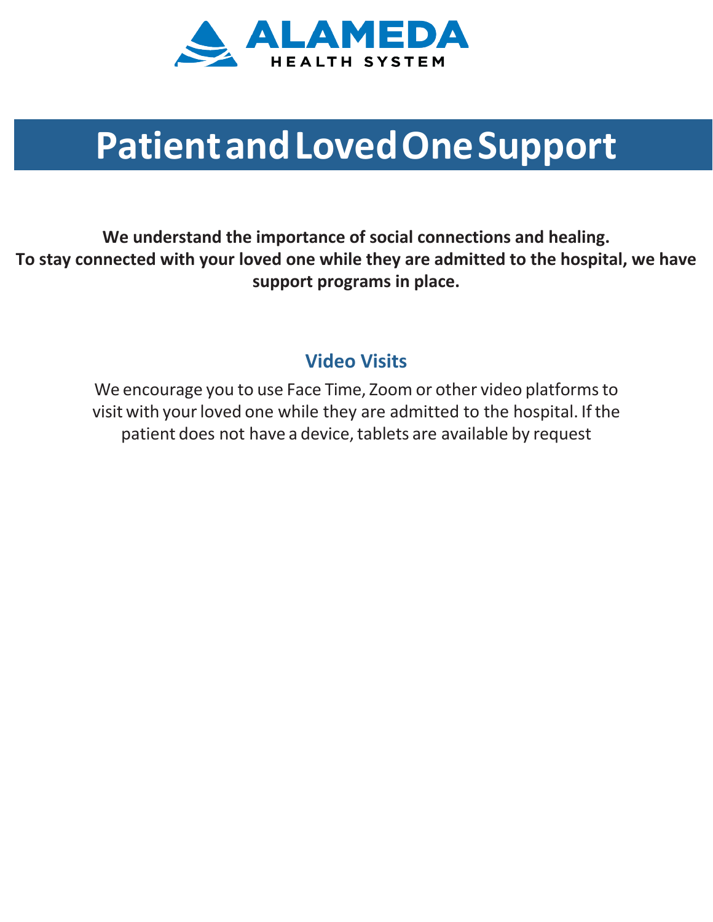ALAMEDA HEALTH SYSTEM

# Patient and Loved One Support

**We understand the importance of social connections and healing.**
**To stay connected with your loved one while they are admitted to the hospital, we have support programs in place.**

## Video Visits

We encourage you to use Face Time, Zoom or other video platforms to visit with your loved one while they are admitted to the hospital. If the patient does not have a device, tablets are available by request